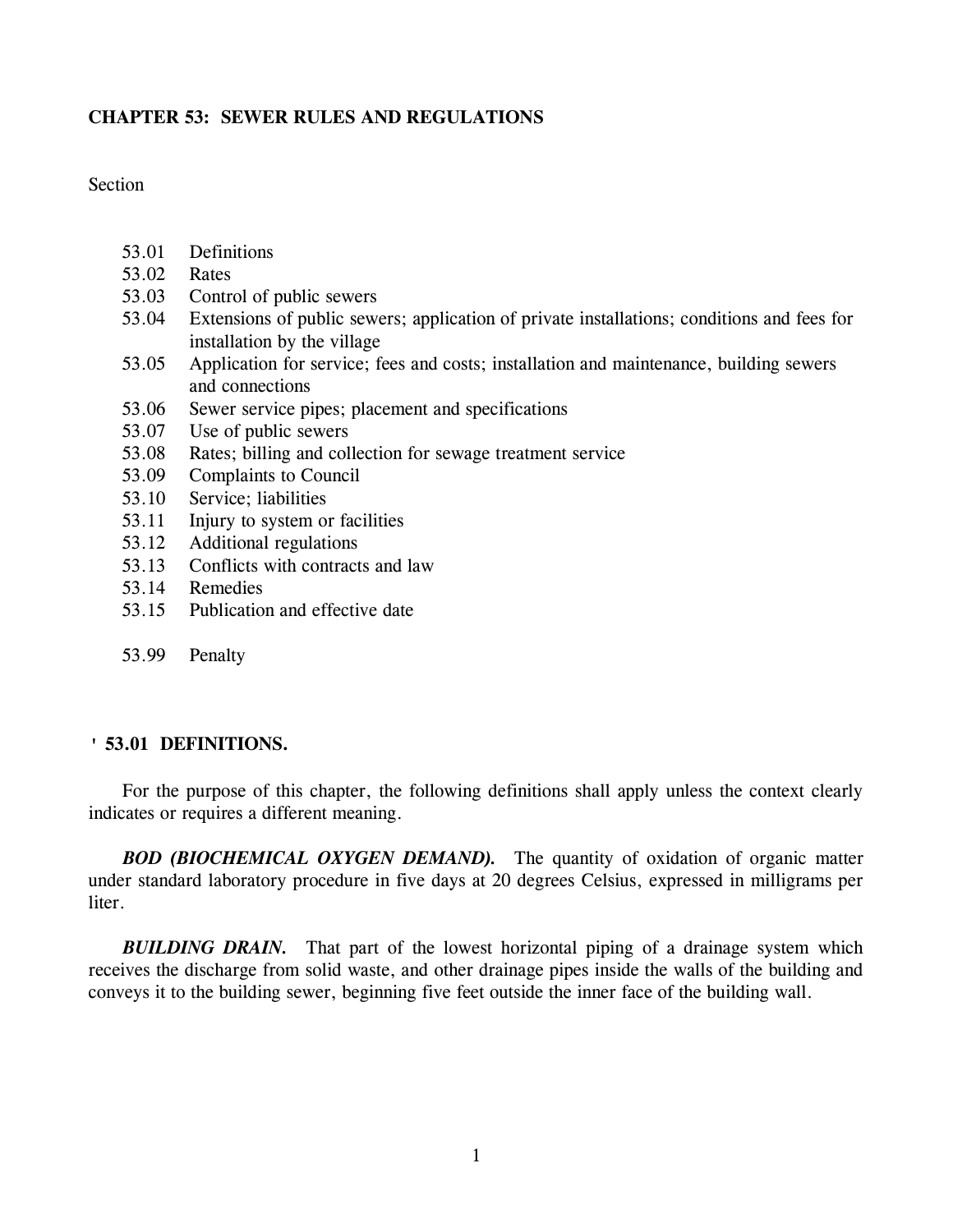# CHAPTER 53: SEWER RULES AND REGULATIONS

Section

- 53.01 Definitions
- 53.02 Rates
- 53.03 Control of public sewers
- 53.04 Extensions of public sewers; application of private installations; conditions and fees for installation by the village
- 53.05 Application for service; fees and costs; installation and maintenance, building sewers and connections
- 53.06 Sewer service pipes; placement and specifications
- 53.07 Use of public sewers
- 53.08 Rates; billing and collection for sewage treatment service
- 53.09 Complaints to Council
- 53.10 Service; liabilities
- 53.11 Injury to system or facilities
- 53.12 Additional regulations
- 53.13 Conflicts with contracts and law
- 53.14 Remedies
- 53.15 Publication and effective date

- 53.99 Penalty

## ' 53.01 DEFINITIONS.

For the purpose of this chapter, the following definitions shall apply unless the context clearly indicates or requires a different meaning.

***BOD (BIOCHEMICAL OXYGEN DEMAND).*** The quantity of oxidation of organic matter under standard laboratory procedure in five days at 20 degrees Celsius, expressed in milligrams per liter.

***BUILDING DRAIN.*** That part of the lowest horizontal piping of a drainage system which receives the discharge from solid waste, and other drainage pipes inside the walls of the building and conveys it to the building sewer, beginning five feet outside the inner face of the building wall.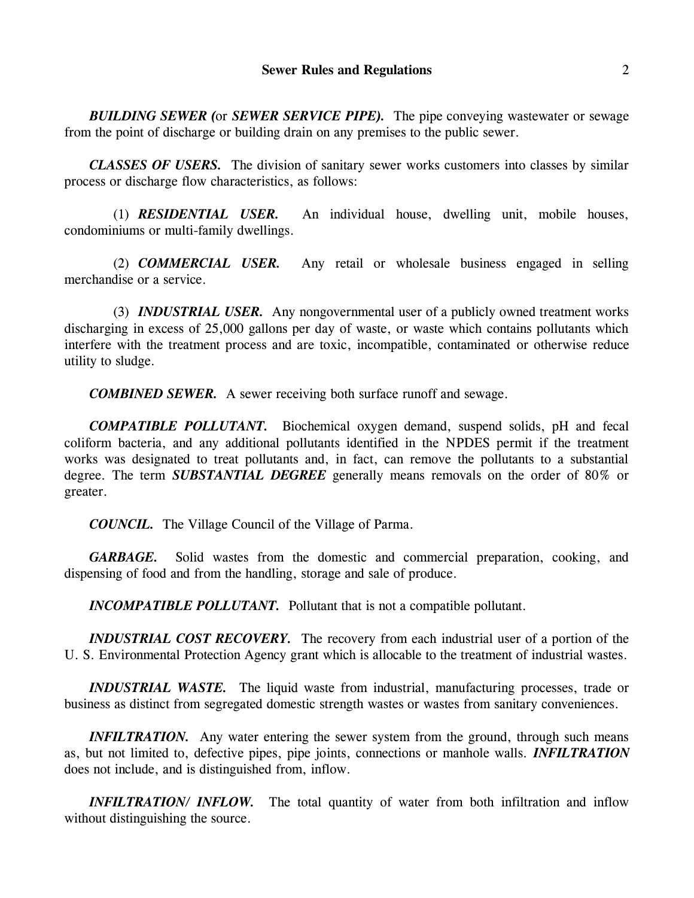***BUILDING SEWER (*or *SEWER SERVICE PIPE).*** The pipe conveying wastewater or sewage from the point of discharge or building drain on any premises to the public sewer.

***CLASSES OF USERS.*** The division of sanitary sewer works customers into classes by similar process or discharge flow characteristics, as follows:

(1) ***RESIDENTIAL USER.*** An individual house, dwelling unit, mobile houses, condominiums or multi-family dwellings.

(2) ***COMMERCIAL USER.*** Any retail or wholesale business engaged in selling merchandise or a service.

(3) ***INDUSTRIAL USER.*** Any nongovernmental user of a publicly owned treatment works discharging in excess of 25,000 gallons per day of waste, or waste which contains pollutants which interfere with the treatment process and are toxic, incompatible, contaminated or otherwise reduce utility to sludge.

***COMBINED SEWER.*** A sewer receiving both surface runoff and sewage.

***COMPATIBLE POLLUTANT.*** Biochemical oxygen demand, suspend solids, pH and fecal coliform bacteria, and any additional pollutants identified in the NPDES permit if the treatment works was designated to treat pollutants and, in fact, can remove the pollutants to a substantial degree. The term ***SUBSTANTIAL DEGREE*** generally means removals on the order of 80% or greater.

***COUNCIL.*** The Village Council of the Village of Parma.

***GARBAGE.*** Solid wastes from the domestic and commercial preparation, cooking, and dispensing of food and from the handling, storage and sale of produce.

***INCOMPATIBLE POLLUTANT.*** Pollutant that is not a compatible pollutant.

***INDUSTRIAL COST RECOVERY.*** The recovery from each industrial user of a portion of the U. S. Environmental Protection Agency grant which is allocable to the treatment of industrial wastes.

***INDUSTRIAL WASTE.*** The liquid waste from industrial, manufacturing processes, trade or business as distinct from segregated domestic strength wastes or wastes from sanitary conveniences.

***INFILTRATION.*** Any water entering the sewer system from the ground, through such means as, but not limited to, defective pipes, pipe joints, connections or manhole walls. ***INFILTRATION*** does not include, and is distinguished from, inflow.

***INFILTRATION/ INFLOW.*** The total quantity of water from both infiltration and inflow without distinguishing the source.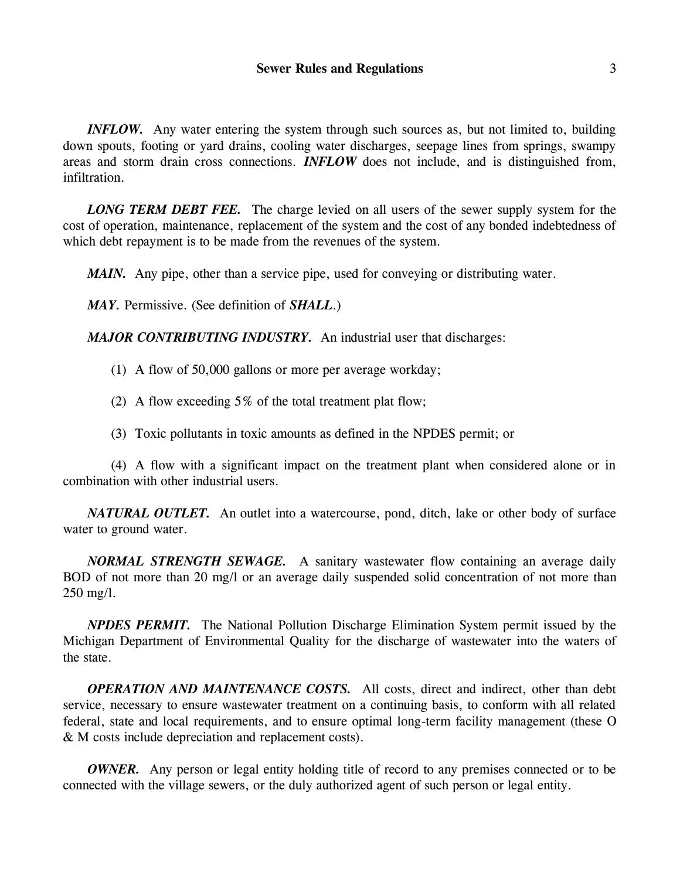***INFLOW.*** Any water entering the system through such sources as, but not limited to, building down spouts, footing or yard drains, cooling water discharges, seepage lines from springs, swampy areas and storm drain cross connections. ***INFLOW*** does not include, and is distinguished from, infiltration.

***LONG TERM DEBT FEE.*** The charge levied on all users of the sewer supply system for the cost of operation, maintenance, replacement of the system and the cost of any bonded indebtedness of which debt repayment is to be made from the revenues of the system.

***MAIN.*** Any pipe, other than a service pipe, used for conveying or distributing water.

***MAY.*** Permissive. (See definition of ***SHALL***.)

***MAJOR CONTRIBUTING INDUSTRY.*** An industrial user that discharges:

(1) A flow of 50,000 gallons or more per average workday;

(2) A flow exceeding 5% of the total treatment plat flow;

(3) Toxic pollutants in toxic amounts as defined in the NPDES permit; or

(4) A flow with a significant impact on the treatment plant when considered alone or in combination with other industrial users.

***NATURAL OUTLET.*** An outlet into a watercourse, pond, ditch, lake or other body of surface water to ground water.

***NORMAL STRENGTH SEWAGE.*** A sanitary wastewater flow containing an average daily BOD of not more than 20 mg/l or an average daily suspended solid concentration of not more than 250 mg/l.

***NPDES PERMIT.*** The National Pollution Discharge Elimination System permit issued by the Michigan Department of Environmental Quality for the discharge of wastewater into the waters of the state.

***OPERATION AND MAINTENANCE COSTS.*** All costs, direct and indirect, other than debt service, necessary to ensure wastewater treatment on a continuing basis, to conform with all related federal, state and local requirements, and to ensure optimal long-term facility management (these O & M costs include depreciation and replacement costs).

***OWNER.*** Any person or legal entity holding title of record to any premises connected or to be connected with the village sewers, or the duly authorized agent of such person or legal entity.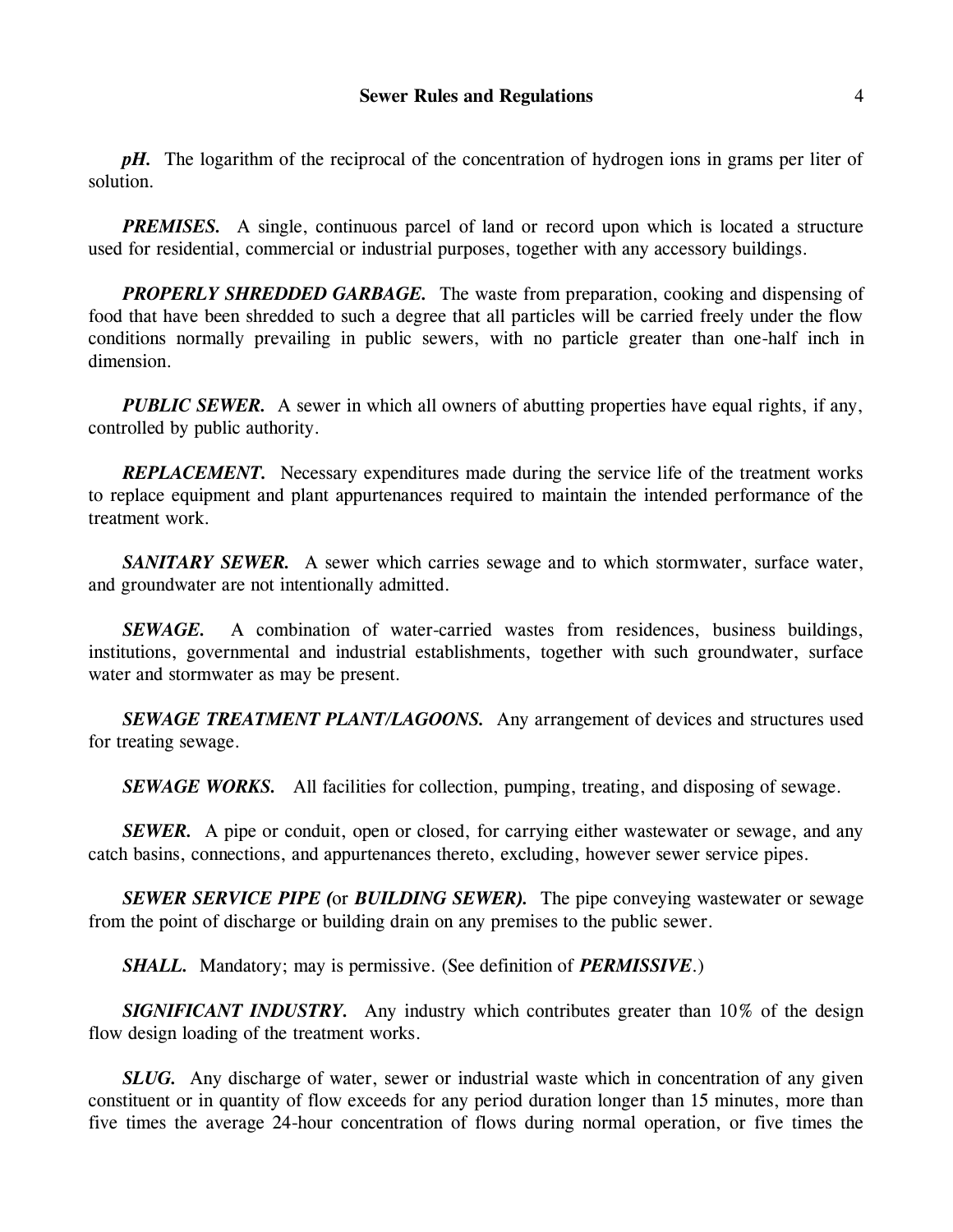***pH.*** The logarithm of the reciprocal of the concentration of hydrogen ions in grams per liter of solution.

***PREMISES.*** A single, continuous parcel of land or record upon which is located a structure used for residential, commercial or industrial purposes, together with any accessory buildings.

***PROPERLY SHREDDED GARBAGE.*** The waste from preparation, cooking and dispensing of food that have been shredded to such a degree that all particles will be carried freely under the flow conditions normally prevailing in public sewers, with no particle greater than one-half inch in dimension.

***PUBLIC SEWER.*** A sewer in which all owners of abutting properties have equal rights, if any, controlled by public authority.

***REPLACEMENT.*** Necessary expenditures made during the service life of the treatment works to replace equipment and plant appurtenances required to maintain the intended performance of the treatment work.

***SANITARY SEWER.*** A sewer which carries sewage and to which stormwater, surface water, and groundwater are not intentionally admitted.

***SEWAGE.*** A combination of water-carried wastes from residences, business buildings, institutions, governmental and industrial establishments, together with such groundwater, surface water and stormwater as may be present.

***SEWAGE TREATMENT PLANT/LAGOONS.*** Any arrangement of devices and structures used for treating sewage.

***SEWAGE WORKS.*** All facilities for collection, pumping, treating, and disposing of sewage.

***SEWER.*** A pipe or conduit, open or closed, for carrying either wastewater or sewage, and any catch basins, connections, and appurtenances thereto, excluding, however sewer service pipes.

***SEWER SERVICE PIPE (*** or ***BUILDING SEWER).*** The pipe conveying wastewater or sewage from the point of discharge or building drain on any premises to the public sewer.

***SHALL.*** Mandatory; may is permissive. (See definition of ***PERMISSIVE***.)

***SIGNIFICANT INDUSTRY.*** Any industry which contributes greater than 10% of the design flow design loading of the treatment works.

***SLUG.*** Any discharge of water, sewer or industrial waste which in concentration of any given constituent or in quantity of flow exceeds for any period duration longer than 15 minutes, more than five times the average 24-hour concentration of flows during normal operation, or five times the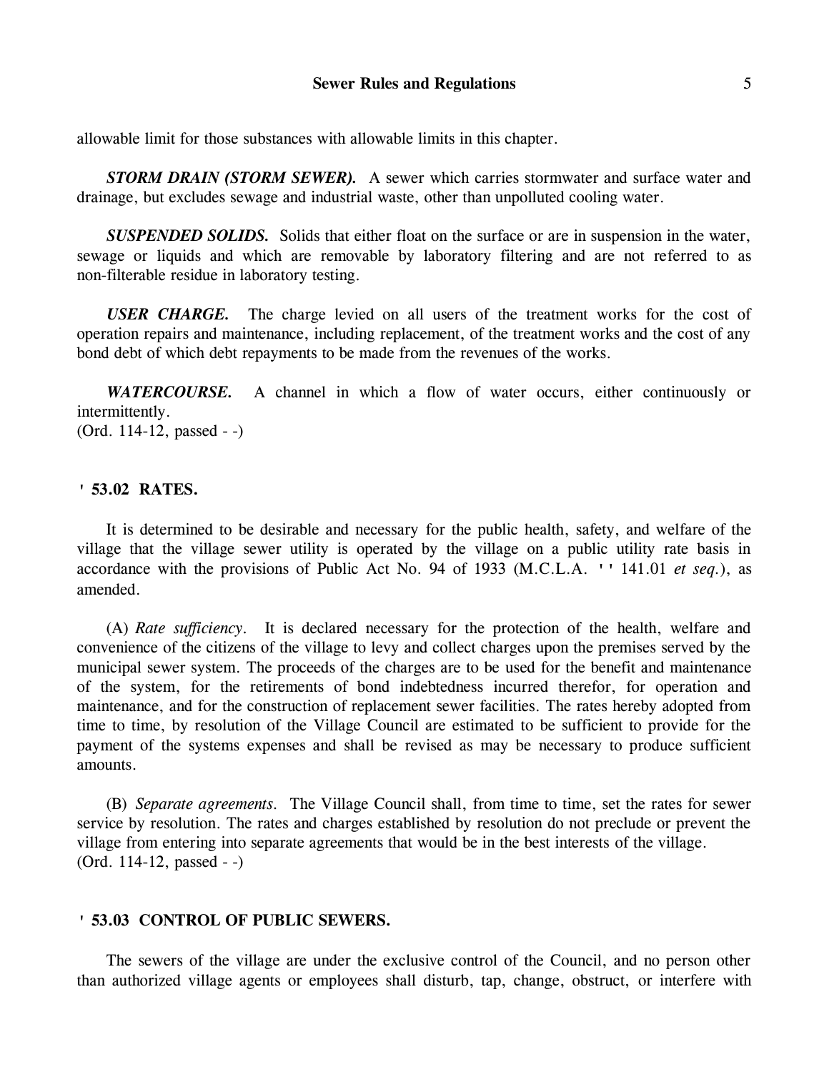allowable limit for those substances with allowable limits in this chapter.

***STORM DRAIN (STORM SEWER).*** A sewer which carries stormwater and surface water and drainage, but excludes sewage and industrial waste, other than unpolluted cooling water.

***SUSPENDED SOLIDS.*** Solids that either float on the surface or are in suspension in the water, sewage or liquids and which are removable by laboratory filtering and are not referred to as non-filterable residue in laboratory testing.

***USER CHARGE.*** The charge levied on all users of the treatment works for the cost of operation repairs and maintenance, including replacement, of the treatment works and the cost of any bond debt of which debt repayments to be made from the revenues of the works.

***WATERCOURSE.*** A channel in which a flow of water occurs, either continuously or intermittently.
(Ord. 114-12, passed - -)

## ' 53.02 RATES.

It is determined to be desirable and necessary for the public health, safety, and welfare of the village that the village sewer utility is operated by the village on a public utility rate basis in accordance with the provisions of Public Act No. 94 of 1933 (M.C.L.A. '' 141.01 *et seq.*), as amended.

(A) *Rate sufficiency*. It is declared necessary for the protection of the health, welfare and convenience of the citizens of the village to levy and collect charges upon the premises served by the municipal sewer system. The proceeds of the charges are to be used for the benefit and maintenance of the system, for the retirements of bond indebtedness incurred therefor, for operation and maintenance, and for the construction of replacement sewer facilities. The rates hereby adopted from time to time, by resolution of the Village Council are estimated to be sufficient to provide for the payment of the systems expenses and shall be revised as may be necessary to produce sufficient amounts.

(B) *Separate agreements*. The Village Council shall, from time to time, set the rates for sewer service by resolution. The rates and charges established by resolution do not preclude or prevent the village from entering into separate agreements that would be in the best interests of the village.
(Ord. 114-12, passed - -)

## ' 53.03 CONTROL OF PUBLIC SEWERS.

The sewers of the village are under the exclusive control of the Council, and no person other than authorized village agents or employees shall disturb, tap, change, obstruct, or interfere with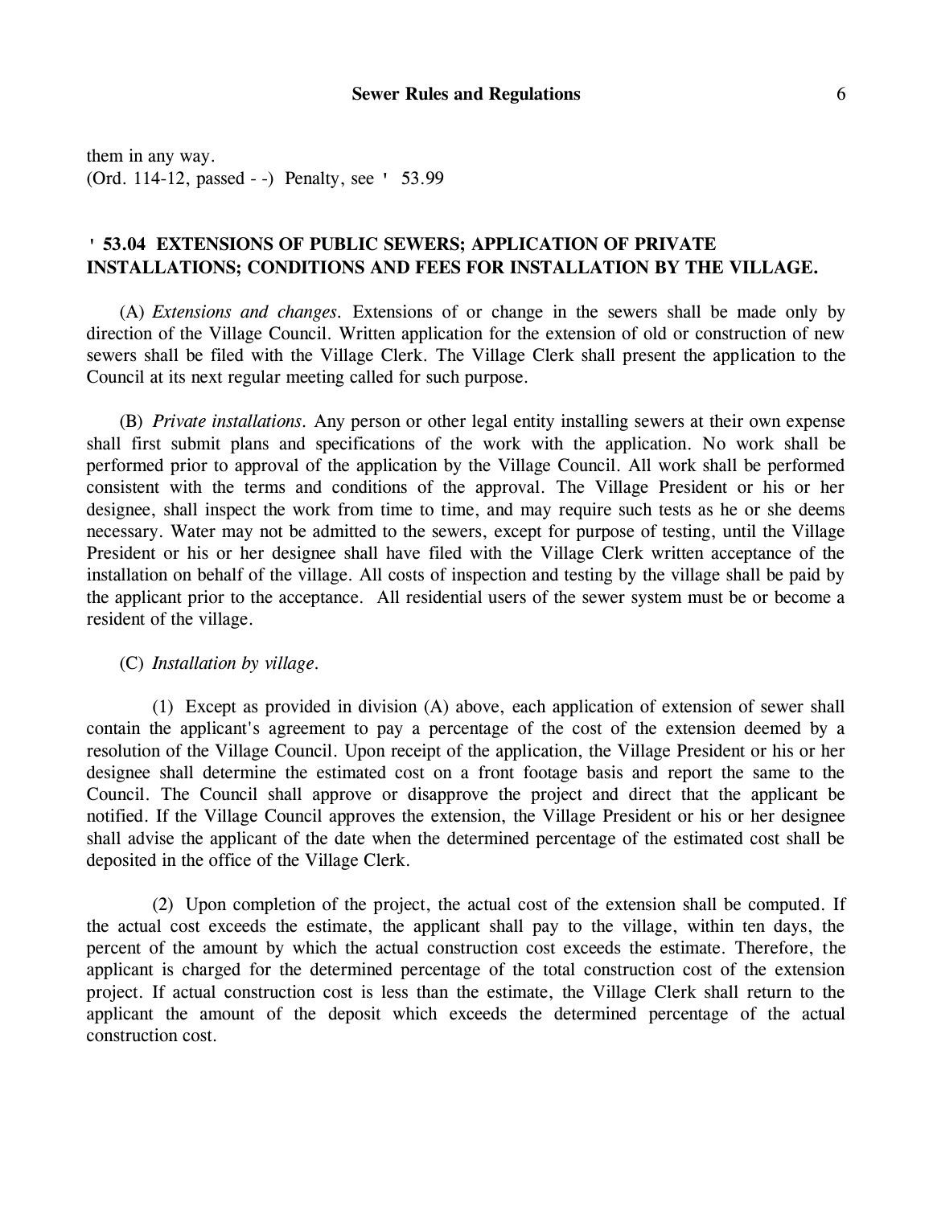them in any way.
(Ord. 114-12, passed - -) Penalty, see ' 53.99

## ' 53.04 EXTENSIONS OF PUBLIC SEWERS; APPLICATION OF PRIVATE INSTALLATIONS; CONDITIONS AND FEES FOR INSTALLATION BY THE VILLAGE.

(A) *Extensions and changes.* Extensions of or change in the sewers shall be made only by direction of the Village Council. Written application for the extension of old or construction of new sewers shall be filed with the Village Clerk. The Village Clerk shall present the application to the Council at its next regular meeting called for such purpose.

(B) *Private installations.* Any person or other legal entity installing sewers at their own expense shall first submit plans and specifications of the work with the application. No work shall be performed prior to approval of the application by the Village Council. All work shall be performed consistent with the terms and conditions of the approval. The Village President or his or her designee, shall inspect the work from time to time, and may require such tests as he or she deems necessary. Water may not be admitted to the sewers, except for purpose of testing, until the Village President or his or her designee shall have filed with the Village Clerk written acceptance of the installation on behalf of the village. All costs of inspection and testing by the village shall be paid by the applicant prior to the acceptance. All residential users of the sewer system must be or become a resident of the village.

(C) *Installation by village.*

(1) Except as provided in division (A) above, each application of extension of sewer shall contain the applicant's agreement to pay a percentage of the cost of the extension deemed by a resolution of the Village Council. Upon receipt of the application, the Village President or his or her designee shall determine the estimated cost on a front footage basis and report the same to the Council. The Council shall approve or disapprove the project and direct that the applicant be notified. If the Village Council approves the extension, the Village President or his or her designee shall advise the applicant of the date when the determined percentage of the estimated cost shall be deposited in the office of the Village Clerk.

(2) Upon completion of the project, the actual cost of the extension shall be computed. If the actual cost exceeds the estimate, the applicant shall pay to the village, within ten days, the percent of the amount by which the actual construction cost exceeds the estimate. Therefore, the applicant is charged for the determined percentage of the total construction cost of the extension project. If actual construction cost is less than the estimate, the Village Clerk shall return to the applicant the amount of the deposit which exceeds the determined percentage of the actual construction cost.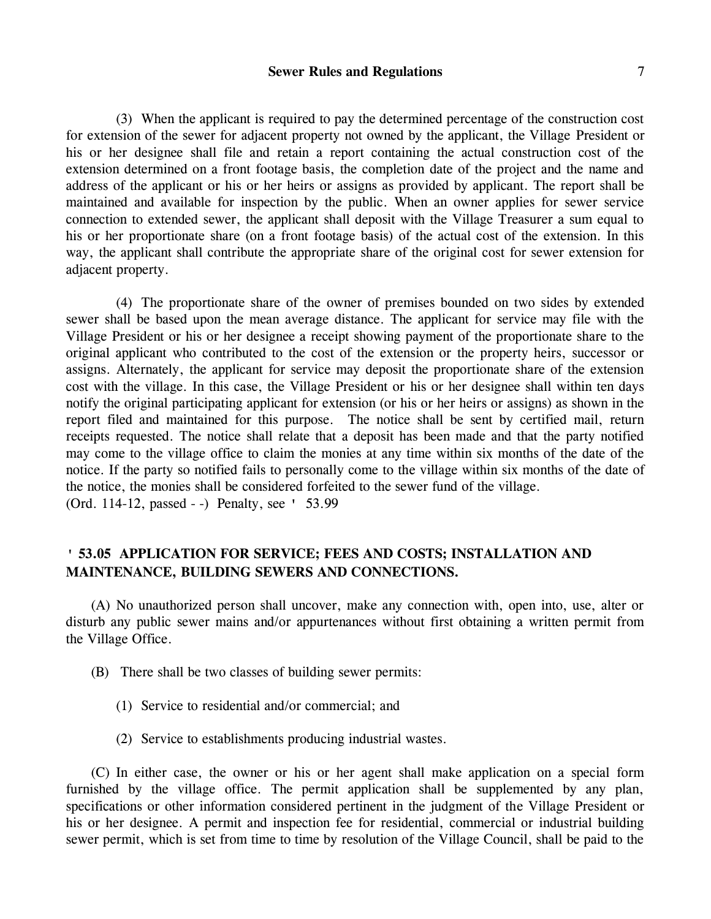(3) When the applicant is required to pay the determined percentage of the construction cost for extension of the sewer for adjacent property not owned by the applicant, the Village President or his or her designee shall file and retain a report containing the actual construction cost of the extension determined on a front footage basis, the completion date of the project and the name and address of the applicant or his or her heirs or assigns as provided by applicant. The report shall be maintained and available for inspection by the public. When an owner applies for sewer service connection to extended sewer, the applicant shall deposit with the Village Treasurer a sum equal to his or her proportionate share (on a front footage basis) of the actual cost of the extension. In this way, the applicant shall contribute the appropriate share of the original cost for sewer extension for adjacent property.

(4) The proportionate share of the owner of premises bounded on two sides by extended sewer shall be based upon the mean average distance. The applicant for service may file with the Village President or his or her designee a receipt showing payment of the proportionate share to the original applicant who contributed to the cost of the extension or the property heirs, successor or assigns. Alternately, the applicant for service may deposit the proportionate share of the extension cost with the village. In this case, the Village President or his or her designee shall within ten days notify the original participating applicant for extension (or his or her heirs or assigns) as shown in the report filed and maintained for this purpose. The notice shall be sent by certified mail, return receipts requested. The notice shall relate that a deposit has been made and that the party notified may come to the village office to claim the monies at any time within six months of the date of the notice. If the party so notified fails to personally come to the village within six months of the date of the notice, the monies shall be considered forfeited to the sewer fund of the village.
(Ord. 114-12, passed - -) Penalty, see ' 53.99

## ' 53.05 APPLICATION FOR SERVICE; FEES AND COSTS; INSTALLATION AND MAINTENANCE, BUILDING SEWERS AND CONNECTIONS.

(A) No unauthorized person shall uncover, make any connection with, open into, use, alter or disturb any public sewer mains and/or appurtenances without first obtaining a written permit from the Village Office.

(B) There shall be two classes of building sewer permits:

(1) Service to residential and/or commercial; and

(2) Service to establishments producing industrial wastes.

(C) In either case, the owner or his or her agent shall make application on a special form furnished by the village office. The permit application shall be supplemented by any plan, specifications or other information considered pertinent in the judgment of the Village President or his or her designee. A permit and inspection fee for residential, commercial or industrial building sewer permit, which is set from time to time by resolution of the Village Council, shall be paid to the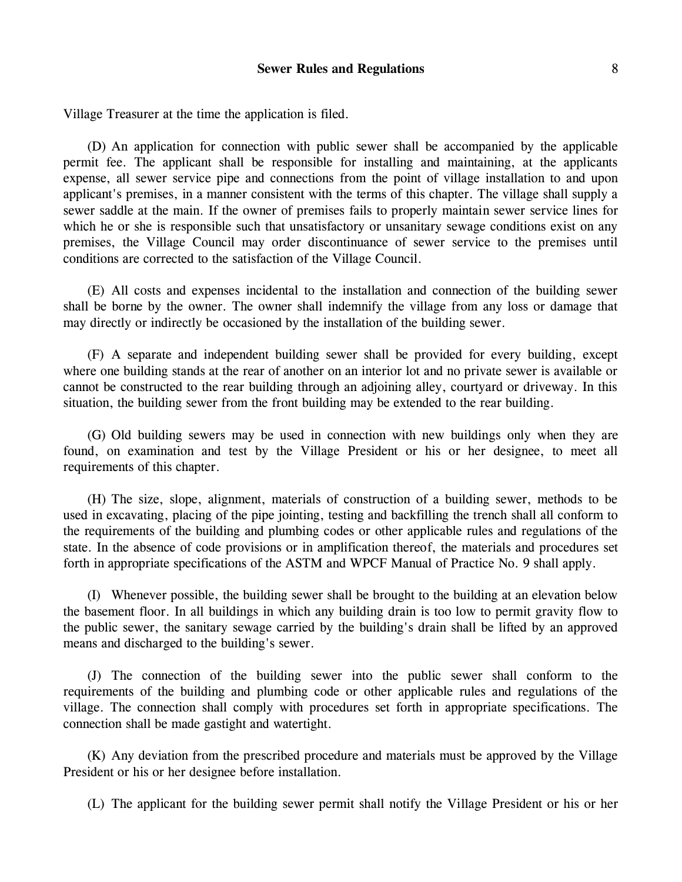Village Treasurer at the time the application is filed.

(D) An application for connection with public sewer shall be accompanied by the applicable permit fee. The applicant shall be responsible for installing and maintaining, at the applicants expense, all sewer service pipe and connections from the point of village installation to and upon applicant's premises, in a manner consistent with the terms of this chapter. The village shall supply a sewer saddle at the main. If the owner of premises fails to properly maintain sewer service lines for which he or she is responsible such that unsatisfactory or unsanitary sewage conditions exist on any premises, the Village Council may order discontinuance of sewer service to the premises until conditions are corrected to the satisfaction of the Village Council.

(E) All costs and expenses incidental to the installation and connection of the building sewer shall be borne by the owner. The owner shall indemnify the village from any loss or damage that may directly or indirectly be occasioned by the installation of the building sewer.

(F) A separate and independent building sewer shall be provided for every building, except where one building stands at the rear of another on an interior lot and no private sewer is available or cannot be constructed to the rear building through an adjoining alley, courtyard or driveway. In this situation, the building sewer from the front building may be extended to the rear building.

(G) Old building sewers may be used in connection with new buildings only when they are found, on examination and test by the Village President or his or her designee, to meet all requirements of this chapter.

(H) The size, slope, alignment, materials of construction of a building sewer, methods to be used in excavating, placing of the pipe jointing, testing and backfilling the trench shall all conform to the requirements of the building and plumbing codes or other applicable rules and regulations of the state. In the absence of code provisions or in amplification thereof, the materials and procedures set forth in appropriate specifications of the ASTM and WPCF Manual of Practice No. 9 shall apply.

(I) Whenever possible, the building sewer shall be brought to the building at an elevation below the basement floor. In all buildings in which any building drain is too low to permit gravity flow to the public sewer, the sanitary sewage carried by the building's drain shall be lifted by an approved means and discharged to the building's sewer.

(J) The connection of the building sewer into the public sewer shall conform to the requirements of the building and plumbing code or other applicable rules and regulations of the village. The connection shall comply with procedures set forth in appropriate specifications. The connection shall be made gastight and watertight.

(K) Any deviation from the prescribed procedure and materials must be approved by the Village President or his or her designee before installation.

(L) The applicant for the building sewer permit shall notify the Village President or his or her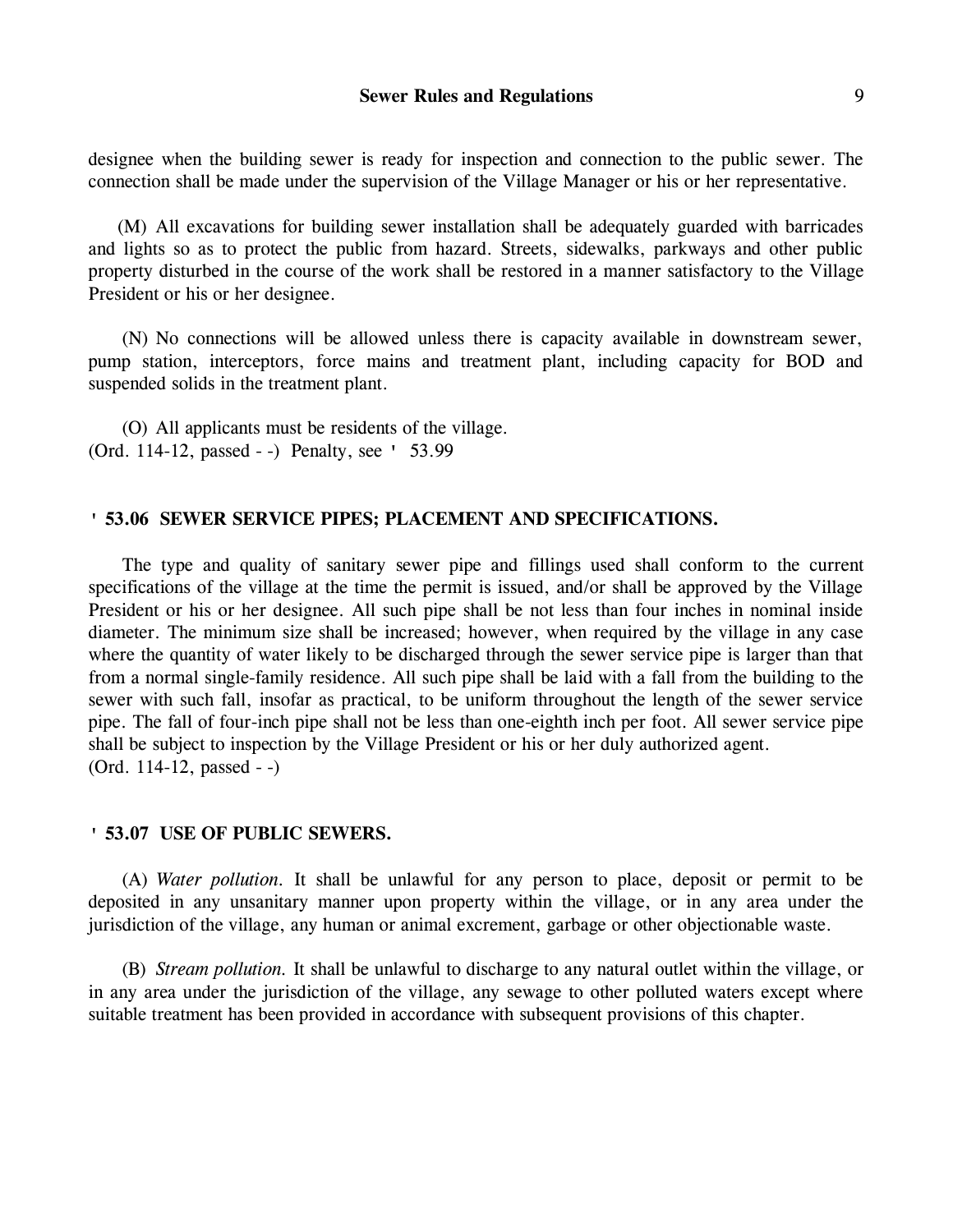designee when the building sewer is ready for inspection and connection to the public sewer. The connection shall be made under the supervision of the Village Manager or his or her representative.

(M) All excavations for building sewer installation shall be adequately guarded with barricades and lights so as to protect the public from hazard. Streets, sidewalks, parkways and other public property disturbed in the course of the work shall be restored in a manner satisfactory to the Village President or his or her designee.

(N) No connections will be allowed unless there is capacity available in downstream sewer, pump station, interceptors, force mains and treatment plant, including capacity for BOD and suspended solids in the treatment plant.

(O) All applicants must be residents of the village.
(Ord. 114-12, passed - -) Penalty, see ' 53.99

## ' 53.06 SEWER SERVICE PIPES; PLACEMENT AND SPECIFICATIONS.

The type and quality of sanitary sewer pipe and fillings used shall conform to the current specifications of the village at the time the permit is issued, and/or shall be approved by the Village President or his or her designee. All such pipe shall be not less than four inches in nominal inside diameter. The minimum size shall be increased; however, when required by the village in any case where the quantity of water likely to be discharged through the sewer service pipe is larger than that from a normal single-family residence. All such pipe shall be laid with a fall from the building to the sewer with such fall, insofar as practical, to be uniform throughout the length of the sewer service pipe. The fall of four-inch pipe shall not be less than one-eighth inch per foot. All sewer service pipe shall be subject to inspection by the Village President or his or her duly authorized agent.
(Ord. 114-12, passed - -)

## ' 53.07 USE OF PUBLIC SEWERS.

(A) *Water pollution.* It shall be unlawful for any person to place, deposit or permit to be deposited in any unsanitary manner upon property within the village, or in any area under the jurisdiction of the village, any human or animal excrement, garbage or other objectionable waste.

(B) *Stream pollution.* It shall be unlawful to discharge to any natural outlet within the village, or in any area under the jurisdiction of the village, any sewage to other polluted waters except where suitable treatment has been provided in accordance with subsequent provisions of this chapter.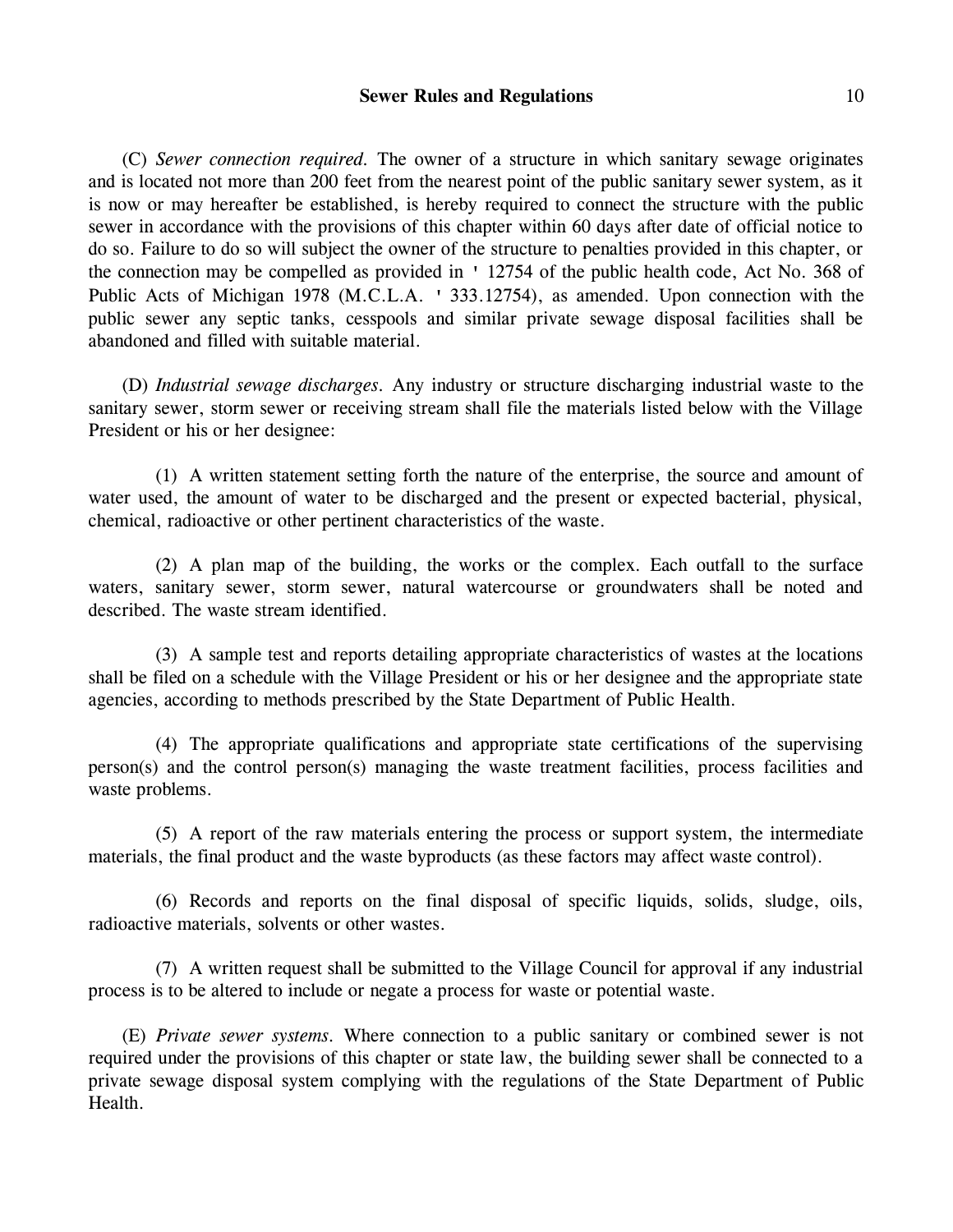(C) *Sewer connection required.* The owner of a structure in which sanitary sewage originates and is located not more than 200 feet from the nearest point of the public sanitary sewer system, as it is now or may hereafter be established, is hereby required to connect the structure with the public sewer in accordance with the provisions of this chapter within 60 days after date of official notice to do so. Failure to do so will subject the owner of the structure to penalties provided in this chapter, or the connection may be compelled as provided in ' 12754 of the public health code, Act No. 368 of Public Acts of Michigan 1978 (M.C.L.A. ' 333.12754), as amended. Upon connection with the public sewer any septic tanks, cesspools and similar private sewage disposal facilities shall be abandoned and filled with suitable material.

(D) *Industrial sewage discharges.* Any industry or structure discharging industrial waste to the sanitary sewer, storm sewer or receiving stream shall file the materials listed below with the Village President or his or her designee:

(1) A written statement setting forth the nature of the enterprise, the source and amount of water used, the amount of water to be discharged and the present or expected bacterial, physical, chemical, radioactive or other pertinent characteristics of the waste.

(2) A plan map of the building, the works or the complex. Each outfall to the surface waters, sanitary sewer, storm sewer, natural watercourse or groundwaters shall be noted and described. The waste stream identified.

(3) A sample test and reports detailing appropriate characteristics of wastes at the locations shall be filed on a schedule with the Village President or his or her designee and the appropriate state agencies, according to methods prescribed by the State Department of Public Health.

(4) The appropriate qualifications and appropriate state certifications of the supervising person(s) and the control person(s) managing the waste treatment facilities, process facilities and waste problems.

(5) A report of the raw materials entering the process or support system, the intermediate materials, the final product and the waste byproducts (as these factors may affect waste control).

(6) Records and reports on the final disposal of specific liquids, solids, sludge, oils, radioactive materials, solvents or other wastes.

(7) A written request shall be submitted to the Village Council for approval if any industrial process is to be altered to include or negate a process for waste or potential waste.

(E) *Private sewer systems.* Where connection to a public sanitary or combined sewer is not required under the provisions of this chapter or state law, the building sewer shall be connected to a private sewage disposal system complying with the regulations of the State Department of Public Health.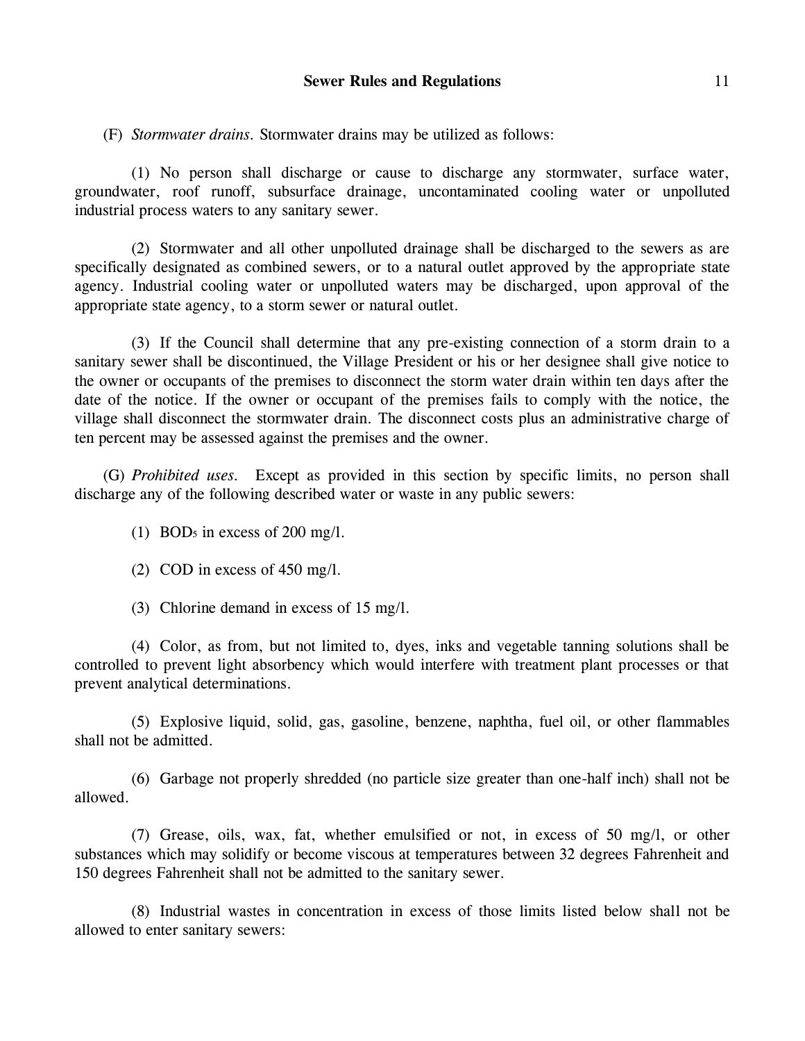(F) *Stormwater drains.* Stormwater drains may be utilized as follows:

(1) No person shall discharge or cause to discharge any stormwater, surface water, groundwater, roof runoff, subsurface drainage, uncontaminated cooling water or unpolluted industrial process waters to any sanitary sewer.

(2) Stormwater and all other unpolluted drainage shall be discharged to the sewers as are specifically designated as combined sewers, or to a natural outlet approved by the appropriate state agency. Industrial cooling water or unpolluted waters may be discharged, upon approval of the appropriate state agency, to a storm sewer or natural outlet.

(3) If the Council shall determine that any pre-existing connection of a storm drain to a sanitary sewer shall be discontinued, the Village President or his or her designee shall give notice to the owner or occupants of the premises to disconnect the storm water drain within ten days after the date of the notice. If the owner or occupant of the premises fails to comply with the notice, the village shall disconnect the stormwater drain. The disconnect costs plus an administrative charge of ten percent may be assessed against the premises and the owner.

(G) *Prohibited uses.* Except as provided in this section by specific limits, no person shall discharge any of the following described water or waste in any public sewers:

(1) $BOD_5$ in excess of 200 mg/l.

(2) COD in excess of 450 mg/l.

(3) Chlorine demand in excess of 15 mg/l.

(4) Color, as from, but not limited to, dyes, inks and vegetable tanning solutions shall be controlled to prevent light absorbency which would interfere with treatment plant processes or that prevent analytical determinations.

(5) Explosive liquid, solid, gas, gasoline, benzene, naphtha, fuel oil, or other flammables shall not be admitted.

(6) Garbage not properly shredded (no particle size greater than one-half inch) shall not be allowed.

(7) Grease, oils, wax, fat, whether emulsified or not, in excess of 50 mg/l, or other substances which may solidify or become viscous at temperatures between 32 degrees Fahrenheit and 150 degrees Fahrenheit shall not be admitted to the sanitary sewer.

(8) Industrial wastes in concentration in excess of those limits listed below shall not be allowed to enter sanitary sewers: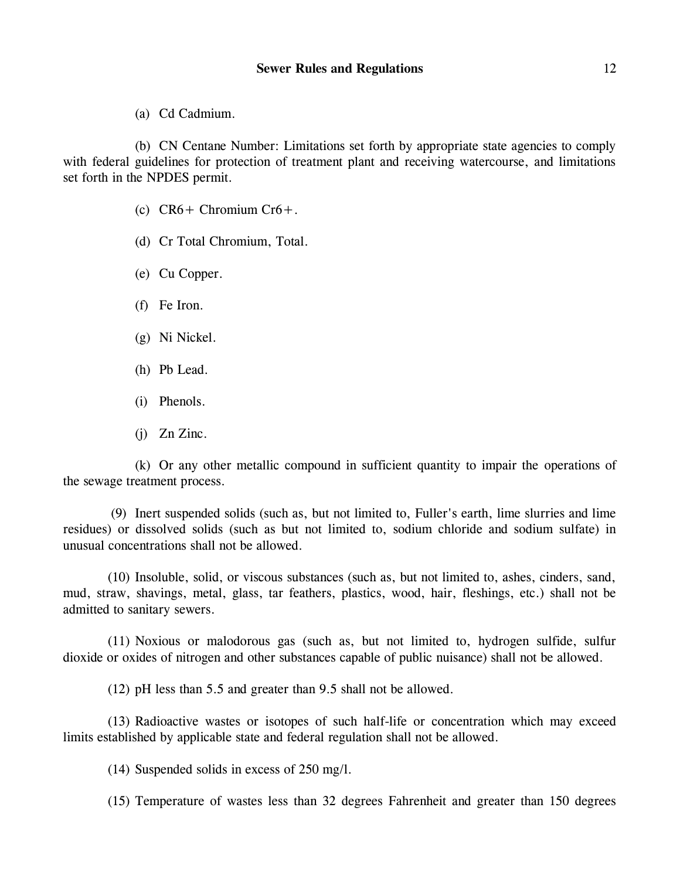(a) Cd Cadmium.

(b) CN Centane Number: Limitations set forth by appropriate state agencies to comply with federal guidelines for protection of treatment plant and receiving watercourse, and limitations set forth in the NPDES permit.

(c) CR6+ Chromium Cr6+.

(d) Cr Total Chromium, Total.

(e) Cu Copper.

(f) Fe Iron.

(g) Ni Nickel.

(h) Pb Lead.

(i) Phenols.

(j) Zn Zinc.

(k) Or any other metallic compound in sufficient quantity to impair the operations of the sewage treatment process.

(9) Inert suspended solids (such as, but not limited to, Fuller's earth, lime slurries and lime residues) or dissolved solids (such as but not limited to, sodium chloride and sodium sulfate) in unusual concentrations shall not be allowed.

(10) Insoluble, solid, or viscous substances (such as, but not limited to, ashes, cinders, sand, mud, straw, shavings, metal, glass, tar feathers, plastics, wood, hair, fleshings, etc.) shall not be admitted to sanitary sewers.

(11) Noxious or malodorous gas (such as, but not limited to, hydrogen sulfide, sulfur dioxide or oxides of nitrogen and other substances capable of public nuisance) shall not be allowed.

(12) pH less than 5.5 and greater than 9.5 shall not be allowed.

(13) Radioactive wastes or isotopes of such half-life or concentration which may exceed limits established by applicable state and federal regulation shall not be allowed.

(14) Suspended solids in excess of 250 mg/l.

(15) Temperature of wastes less than 32 degrees Fahrenheit and greater than 150 degrees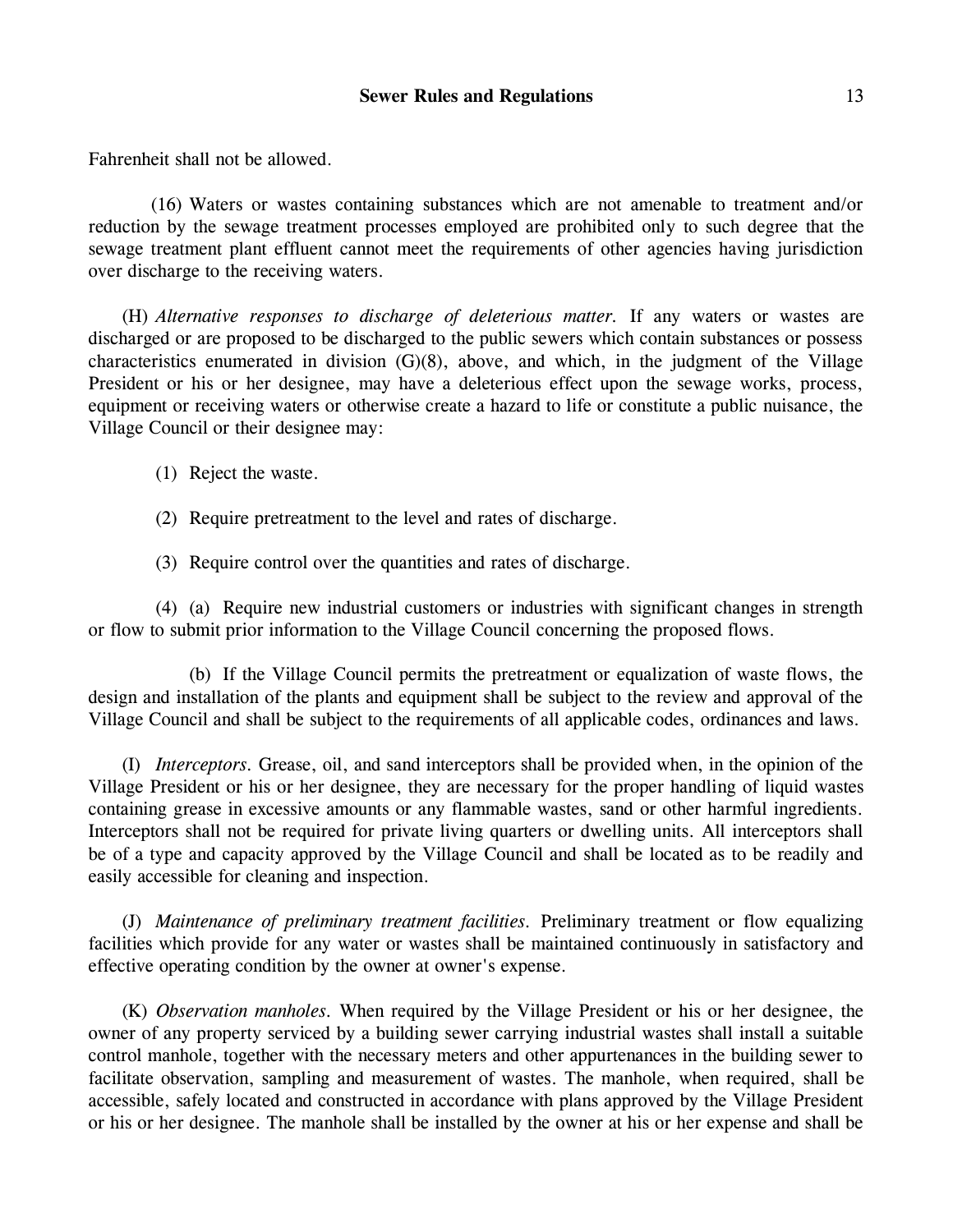Fahrenheit shall not be allowed.

(16) Waters or wastes containing substances which are not amenable to treatment and/or reduction by the sewage treatment processes employed are prohibited only to such degree that the sewage treatment plant effluent cannot meet the requirements of other agencies having jurisdiction over discharge to the receiving waters.

(H) *Alternative responses to discharge of deleterious matter.* If any waters or wastes are discharged or are proposed to be discharged to the public sewers which contain substances or possess characteristics enumerated in division (G)(8), above, and which, in the judgment of the Village President or his or her designee, may have a deleterious effect upon the sewage works, process, equipment or receiving waters or otherwise create a hazard to life or constitute a public nuisance, the Village Council or their designee may:

(1) Reject the waste.

(2) Require pretreatment to the level and rates of discharge.

(3) Require control over the quantities and rates of discharge.

(4) (a) Require new industrial customers or industries with significant changes in strength or flow to submit prior information to the Village Council concerning the proposed flows.

(b) If the Village Council permits the pretreatment or equalization of waste flows, the design and installation of the plants and equipment shall be subject to the review and approval of the Village Council and shall be subject to the requirements of all applicable codes, ordinances and laws.

(I) *Interceptors.* Grease, oil, and sand interceptors shall be provided when, in the opinion of the Village President or his or her designee, they are necessary for the proper handling of liquid wastes containing grease in excessive amounts or any flammable wastes, sand or other harmful ingredients. Interceptors shall not be required for private living quarters or dwelling units. All interceptors shall be of a type and capacity approved by the Village Council and shall be located as to be readily and easily accessible for cleaning and inspection.

(J) *Maintenance of preliminary treatment facilities.* Preliminary treatment or flow equalizing facilities which provide for any water or wastes shall be maintained continuously in satisfactory and effective operating condition by the owner at owner's expense.

(K) *Observation manholes.* When required by the Village President or his or her designee, the owner of any property serviced by a building sewer carrying industrial wastes shall install a suitable control manhole, together with the necessary meters and other appurtenances in the building sewer to facilitate observation, sampling and measurement of wastes. The manhole, when required, shall be accessible, safely located and constructed in accordance with plans approved by the Village President or his or her designee. The manhole shall be installed by the owner at his or her expense and shall be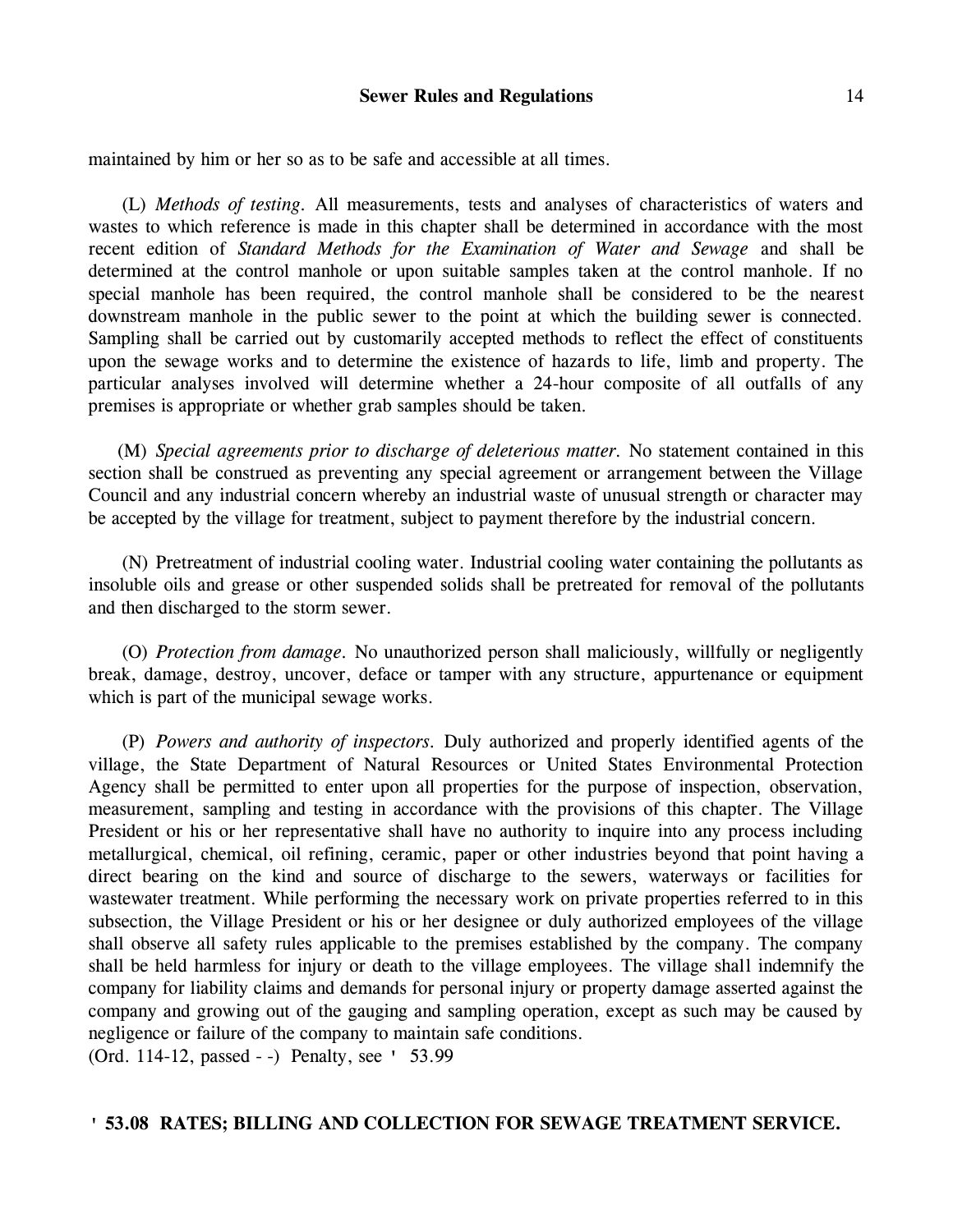maintained by him or her so as to be safe and accessible at all times.

(L) *Methods of testing.* All measurements, tests and analyses of characteristics of waters and wastes to which reference is made in this chapter shall be determined in accordance with the most recent edition of *Standard Methods for the Examination of Water and Sewage* and shall be determined at the control manhole or upon suitable samples taken at the control manhole. If no special manhole has been required, the control manhole shall be considered to be the nearest downstream manhole in the public sewer to the point at which the building sewer is connected. Sampling shall be carried out by customarily accepted methods to reflect the effect of constituents upon the sewage works and to determine the existence of hazards to life, limb and property. The particular analyses involved will determine whether a 24-hour composite of all outfalls of any premises is appropriate or whether grab samples should be taken.

(M) *Special agreements prior to discharge of deleterious matter.* No statement contained in this section shall be construed as preventing any special agreement or arrangement between the Village Council and any industrial concern whereby an industrial waste of unusual strength or character may be accepted by the village for treatment, subject to payment therefore by the industrial concern.

(N) Pretreatment of industrial cooling water. Industrial cooling water containing the pollutants as insoluble oils and grease or other suspended solids shall be pretreated for removal of the pollutants and then discharged to the storm sewer.

(O) *Protection from damage.* No unauthorized person shall maliciously, willfully or negligently break, damage, destroy, uncover, deface or tamper with any structure, appurtenance or equipment which is part of the municipal sewage works.

(P) *Powers and authority of inspectors.* Duly authorized and properly identified agents of the village, the State Department of Natural Resources or United States Environmental Protection Agency shall be permitted to enter upon all properties for the purpose of inspection, observation, measurement, sampling and testing in accordance with the provisions of this chapter. The Village President or his or her representative shall have no authority to inquire into any process including metallurgical, chemical, oil refining, ceramic, paper or other industries beyond that point having a direct bearing on the kind and source of discharge to the sewers, waterways or facilities for wastewater treatment. While performing the necessary work on private properties referred to in this subsection, the Village President or his or her designee or duly authorized employees of the village shall observe all safety rules applicable to the premises established by the company. The company shall be held harmless for injury or death to the village employees. The village shall indemnify the company for liability claims and demands for personal injury or property damage asserted against the company and growing out of the gauging and sampling operation, except as such may be caused by negligence or failure of the company to maintain safe conditions.

(Ord. 114-12, passed - -) Penalty, see ' 53.99

## ' 53.08 RATES; BILLING AND COLLECTION FOR SEWAGE TREATMENT SERVICE.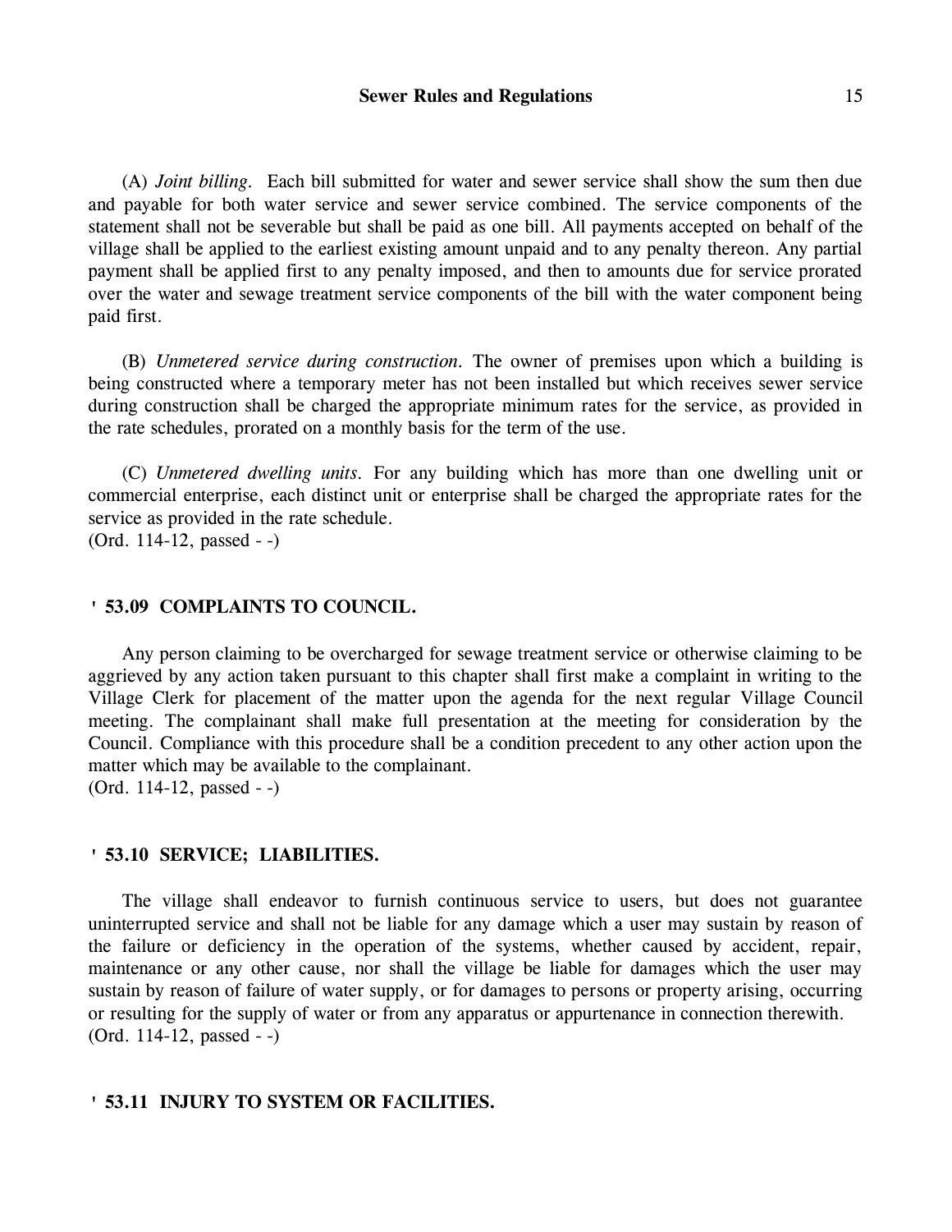(A) *Joint billing*. Each bill submitted for water and sewer service shall show the sum then due and payable for both water service and sewer service combined. The service components of the statement shall not be severable but shall be paid as one bill. All payments accepted on behalf of the village shall be applied to the earliest existing amount unpaid and to any penalty thereon. Any partial payment shall be applied first to any penalty imposed, and then to amounts due for service prorated over the water and sewage treatment service components of the bill with the water component being paid first.

(B) *Unmetered service during construction*. The owner of premises upon which a building is being constructed where a temporary meter has not been installed but which receives sewer service during construction shall be charged the appropriate minimum rates for the service, as provided in the rate schedules, prorated on a monthly basis for the term of the use.

(C) *Unmetered dwelling units*. For any building which has more than one dwelling unit or commercial enterprise, each distinct unit or enterprise shall be charged the appropriate rates for the service as provided in the rate schedule.
(Ord. 114-12, passed - -)

## ' 53.09 COMPLAINTS TO COUNCIL.

Any person claiming to be overcharged for sewage treatment service or otherwise claiming to be aggrieved by any action taken pursuant to this chapter shall first make a complaint in writing to the Village Clerk for placement of the matter upon the agenda for the next regular Village Council meeting. The complainant shall make full presentation at the meeting for consideration by the Council. Compliance with this procedure shall be a condition precedent to any other action upon the matter which may be available to the complainant.
(Ord. 114-12, passed - -)

## ' 53.10 SERVICE; LIABILITIES.

The village shall endeavor to furnish continuous service to users, but does not guarantee uninterrupted service and shall not be liable for any damage which a user may sustain by reason of the failure or deficiency in the operation of the systems, whether caused by accident, repair, maintenance or any other cause, nor shall the village be liable for damages which the user may sustain by reason of failure of water supply, or for damages to persons or property arising, occurring or resulting for the supply of water or from any apparatus or appurtenance in connection therewith.
(Ord. 114-12, passed - -)

## ' 53.11 INJURY TO SYSTEM OR FACILITIES.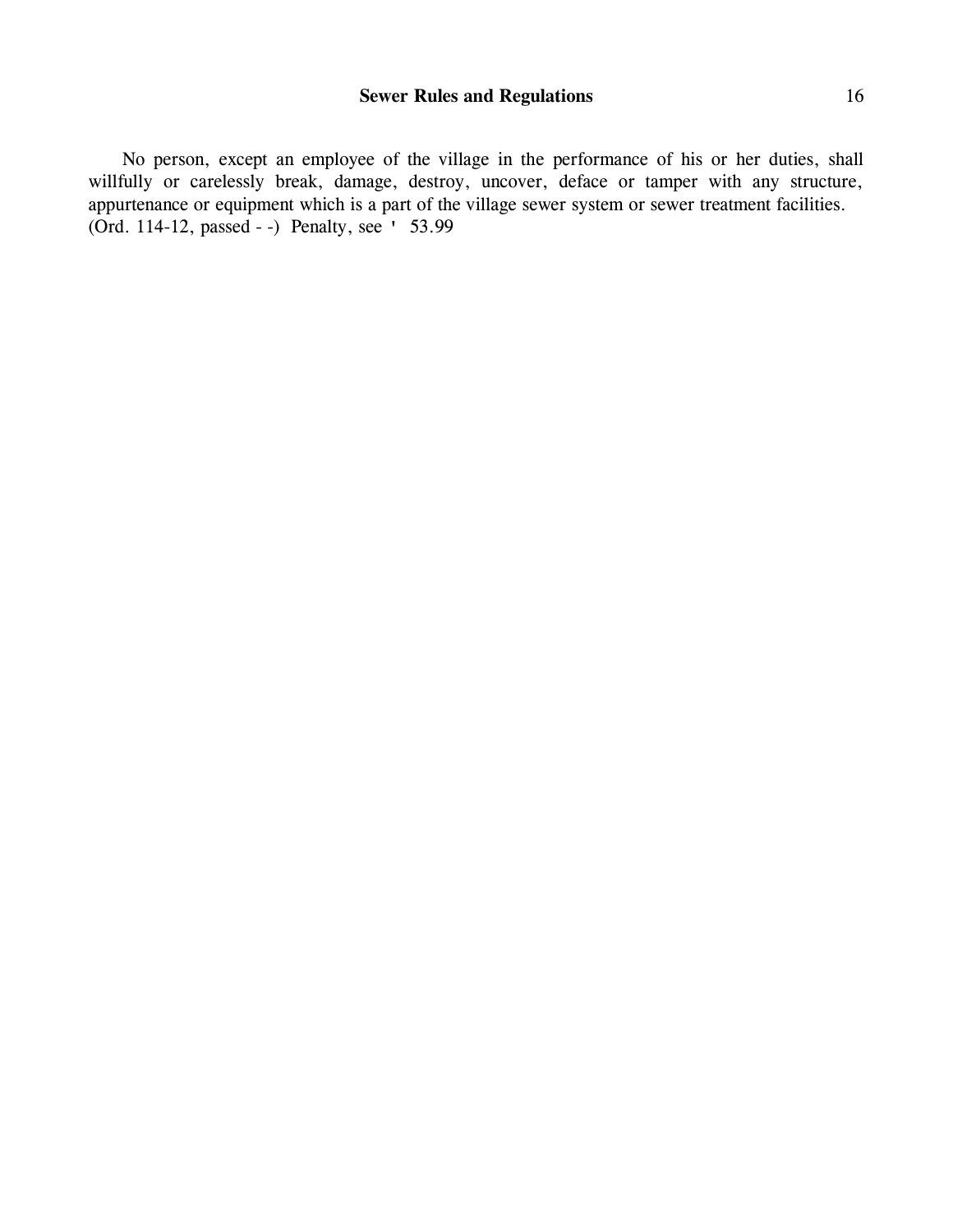No person, except an employee of the village in the performance of his or her duties, shall willfully or carelessly break, damage, destroy, uncover, deface or tamper with any structure, appurtenance or equipment which is a part of the village sewer system or sewer treatment facilities.
(Ord. 114-12, passed - -) Penalty, see ' 53.99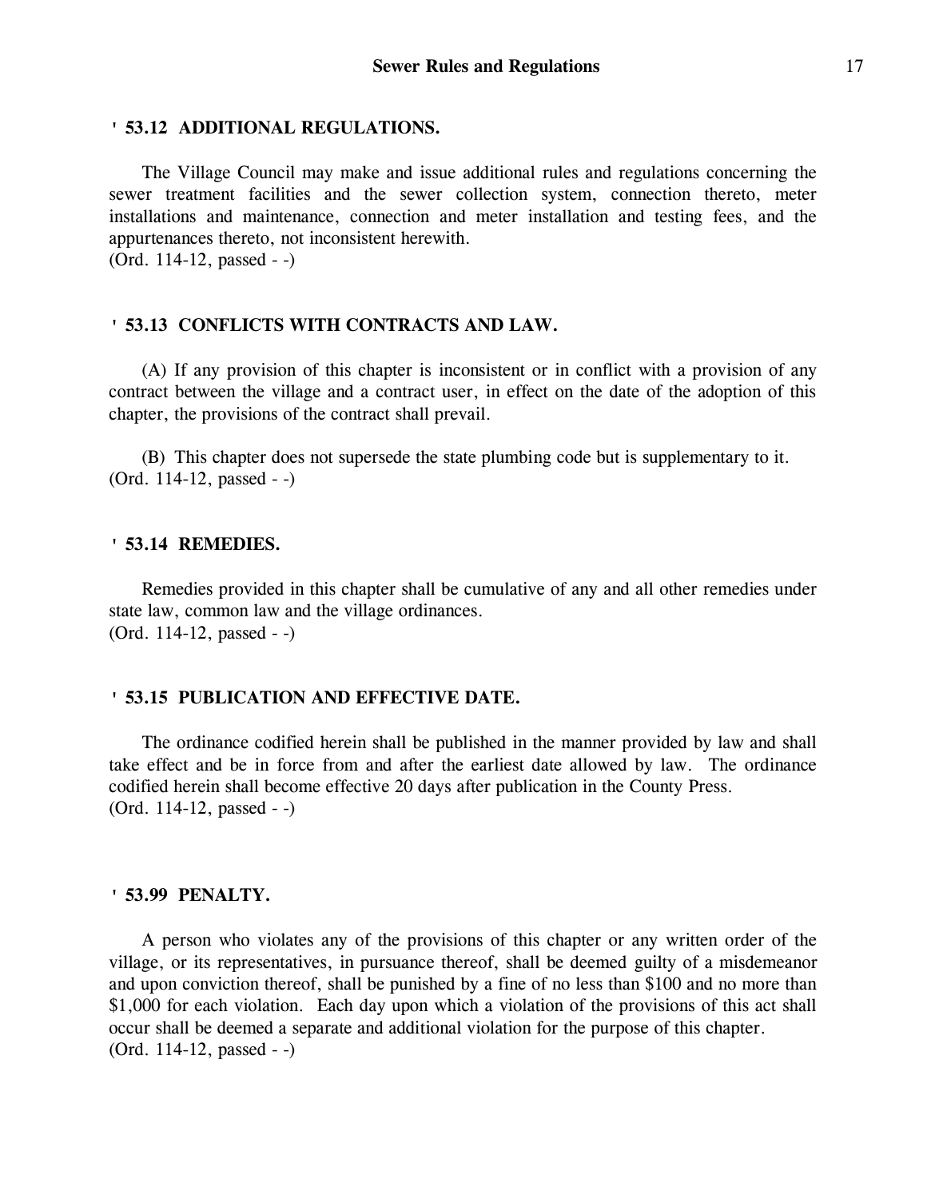### ' 53.12 ADDITIONAL REGULATIONS.

The Village Council may make and issue additional rules and regulations concerning the sewer treatment facilities and the sewer collection system, connection thereto, meter installations and maintenance, connection and meter installation and testing fees, and the appurtenances thereto, not inconsistent herewith.
(Ord. 114-12, passed - -)

### ' 53.13 CONFLICTS WITH CONTRACTS AND LAW.

(A) If any provision of this chapter is inconsistent or in conflict with a provision of any contract between the village and a contract user, in effect on the date of the adoption of this chapter, the provisions of the contract shall prevail.

(B) This chapter does not supersede the state plumbing code but is supplementary to it.
(Ord. 114-12, passed - -)

### ' 53.14 REMEDIES.

Remedies provided in this chapter shall be cumulative of any and all other remedies under state law, common law and the village ordinances.
(Ord. 114-12, passed - -)

### ' 53.15 PUBLICATION AND EFFECTIVE DATE.

The ordinance codified herein shall be published in the manner provided by law and shall take effect and be in force from and after the earliest date allowed by law. The ordinance codified herein shall become effective 20 days after publication in the County Press.
(Ord. 114-12, passed - -)

### ' 53.99 PENALTY.

A person who violates any of the provisions of this chapter or any written order of the village, or its representatives, in pursuance thereof, shall be deemed guilty of a misdemeanor and upon conviction thereof, shall be punished by a fine of no less than $100 and no more than $1,000 for each violation. Each day upon which a violation of the provisions of this act shall occur shall be deemed a separate and additional violation for the purpose of this chapter.
(Ord. 114-12, passed - -)